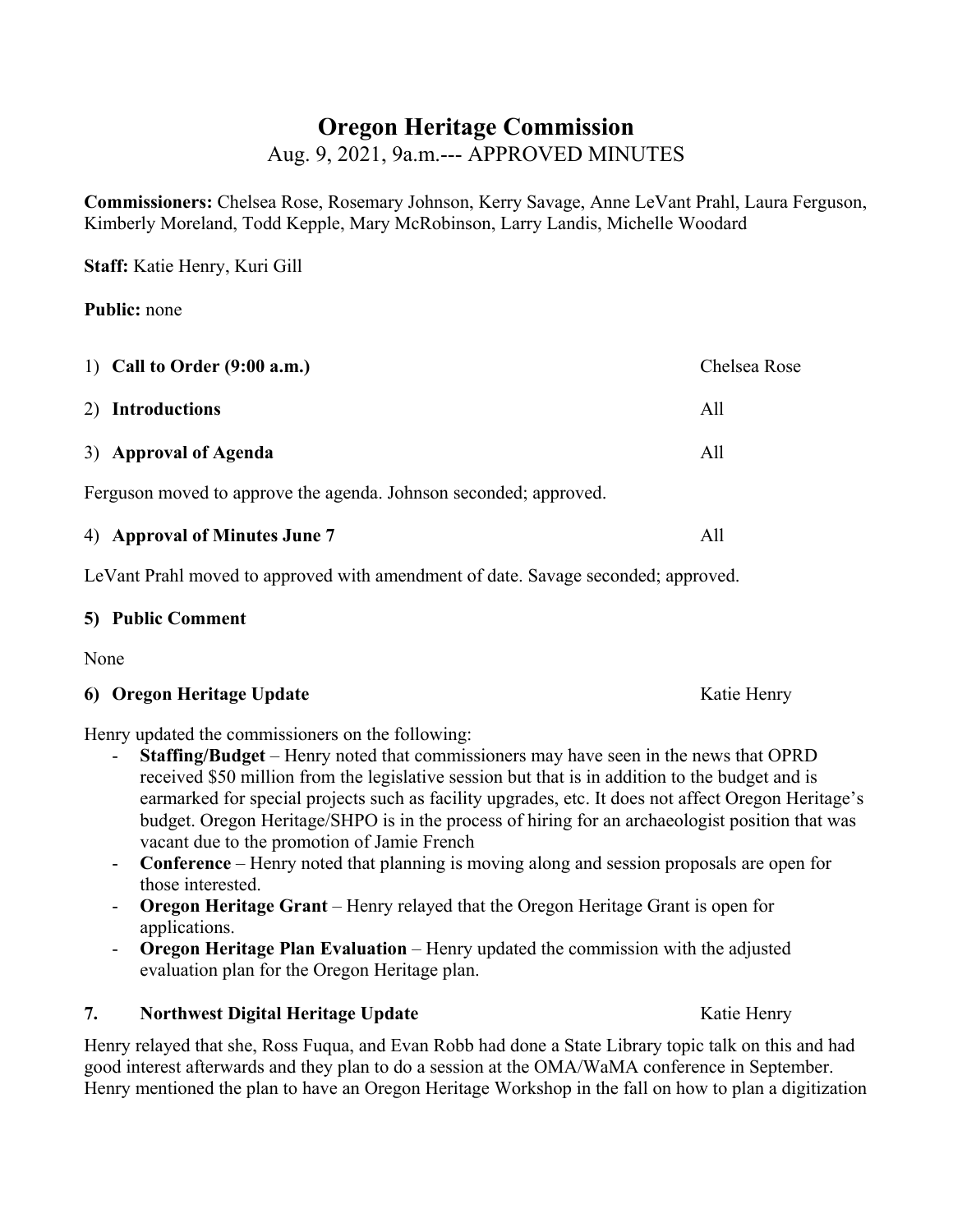# Oregon Heritage Commission

Aug. 9, 2021, 9a.m.--- APPROVED MINUTES

**Commissioners:** Chelsea Rose, Rosemary Johnson, Kerry Savage, Anne LeVant Prahl, Laura Ferguson, Kimberly Moreland, Todd Kepple, Mary McRobinson, Larry Landis, Michelle Woodard

**Staff:** Katie Henry, Kuri Gill

**Public:** none

1) **Call to Order (9:00 a.m.)** — Chelsea Rose

2) **Introductions** — All

3) **Approval of Agenda** — All

Ferguson moved to approve the agenda. Johnson seconded; approved.

4) **Approval of Minutes June 7** — All

LeVant Prahl moved to approved with amendment of date. Savage seconded; approved.

**5) Public Comment**

None

**6) Oregon Heritage Update** — Katie Henry

Henry updated the commissioners on the following:

- **Staffing/Budget** – Henry noted that commissioners may have seen in the news that OPRD received $50 million from the legislative session but that is in addition to the budget and is earmarked for special projects such as facility upgrades, etc. It does not affect Oregon Heritage's budget. Oregon Heritage/SHPO is in the process of hiring for an archaeologist position that was vacant due to the promotion of Jamie French
- **Conference** – Henry noted that planning is moving along and session proposals are open for those interested.
- **Oregon Heritage Grant** – Henry relayed that the Oregon Heritage Grant is open for applications.
- **Oregon Heritage Plan Evaluation** – Henry updated the commission with the adjusted evaluation plan for the Oregon Heritage plan.

**7. Northwest Digital Heritage Update** — Katie Henry

Henry relayed that she, Ross Fuqua, and Evan Robb had done a State Library topic talk on this and had good interest afterwards and they plan to do a session at the OMA/WaMA conference in September. Henry mentioned the plan to have an Oregon Heritage Workshop in the fall on how to plan a digitization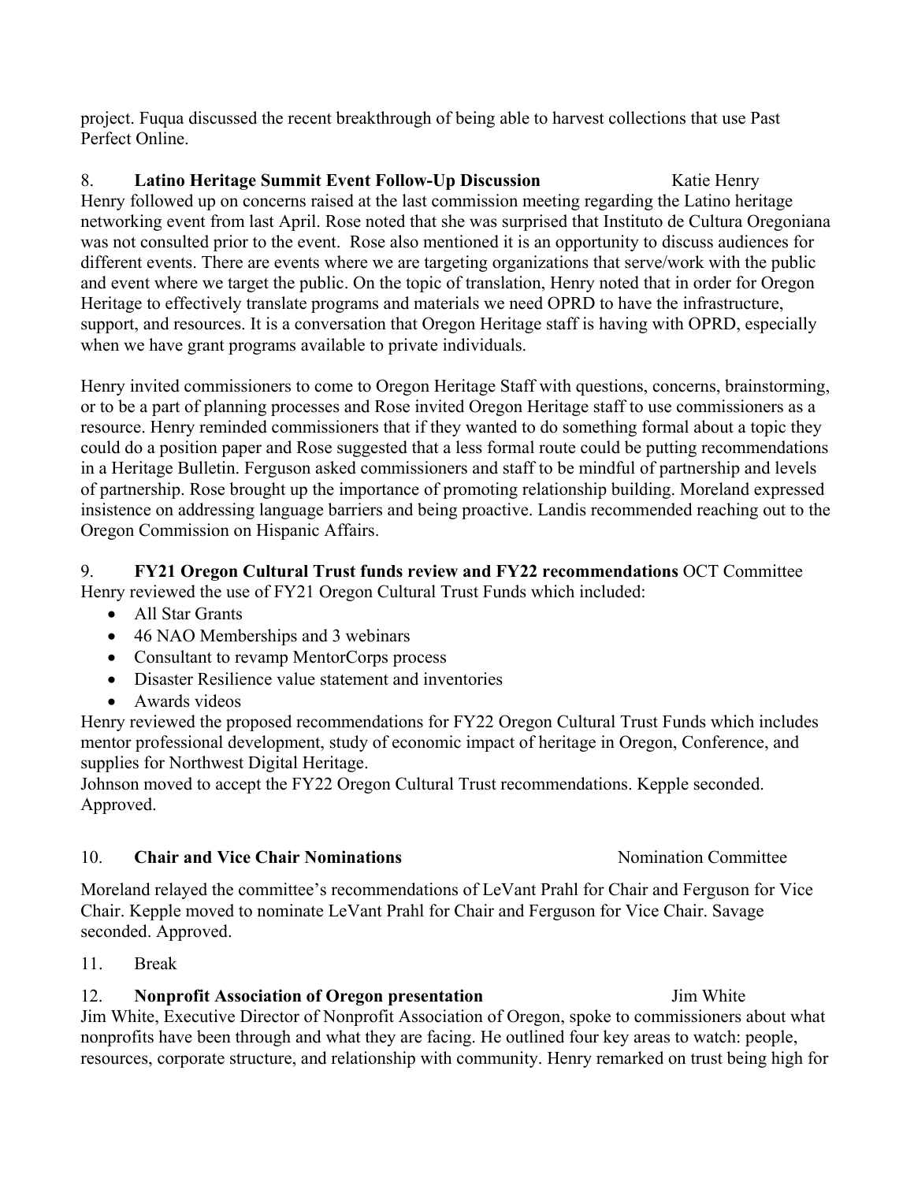project. Fuqua discussed the recent breakthrough of being able to harvest collections that use Past Perfect Online.

8. **Latino Heritage Summit Event Follow-Up Discussion** Katie Henry

Henry followed up on concerns raised at the last commission meeting regarding the Latino heritage networking event from last April. Rose noted that she was surprised that Instituto de Cultura Oregoniana was not consulted prior to the event. Rose also mentioned it is an opportunity to discuss audiences for different events. There are events where we are targeting organizations that serve/work with the public and event where we target the public. On the topic of translation, Henry noted that in order for Oregon Heritage to effectively translate programs and materials we need OPRD to have the infrastructure, support, and resources. It is a conversation that Oregon Heritage staff is having with OPRD, especially when we have grant programs available to private individuals.

Henry invited commissioners to come to Oregon Heritage Staff with questions, concerns, brainstorming, or to be a part of planning processes and Rose invited Oregon Heritage staff to use commissioners as a resource. Henry reminded commissioners that if they wanted to do something formal about a topic they could do a position paper and Rose suggested that a less formal route could be putting recommendations in a Heritage Bulletin. Ferguson asked commissioners and staff to be mindful of partnership and levels of partnership. Rose brought up the importance of promoting relationship building. Moreland expressed insistence on addressing language barriers and being proactive. Landis recommended reaching out to the Oregon Commission on Hispanic Affairs.

9. **FY21 Oregon Cultural Trust funds review and FY22 recommendations** OCT Committee

Henry reviewed the use of FY21 Oregon Cultural Trust Funds which included:

- All Star Grants
- 46 NAO Memberships and 3 webinars
- Consultant to revamp MentorCorps process
- Disaster Resilience value statement and inventories
- Awards videos

Henry reviewed the proposed recommendations for FY22 Oregon Cultural Trust Funds which includes mentor professional development, study of economic impact of heritage in Oregon, Conference, and supplies for Northwest Digital Heritage.

Johnson moved to accept the FY22 Oregon Cultural Trust recommendations. Kepple seconded. Approved.

10. **Chair and Vice Chair Nominations** Nomination Committee

Moreland relayed the committee's recommendations of LeVant Prahl for Chair and Ferguson for Vice Chair. Kepple moved to nominate LeVant Prahl for Chair and Ferguson for Vice Chair. Savage seconded. Approved.

11. Break

12. **Nonprofit Association of Oregon presentation** Jim White

Jim White, Executive Director of Nonprofit Association of Oregon, spoke to commissioners about what nonprofits have been through and what they are facing. He outlined four key areas to watch: people, resources, corporate structure, and relationship with community. Henry remarked on trust being high for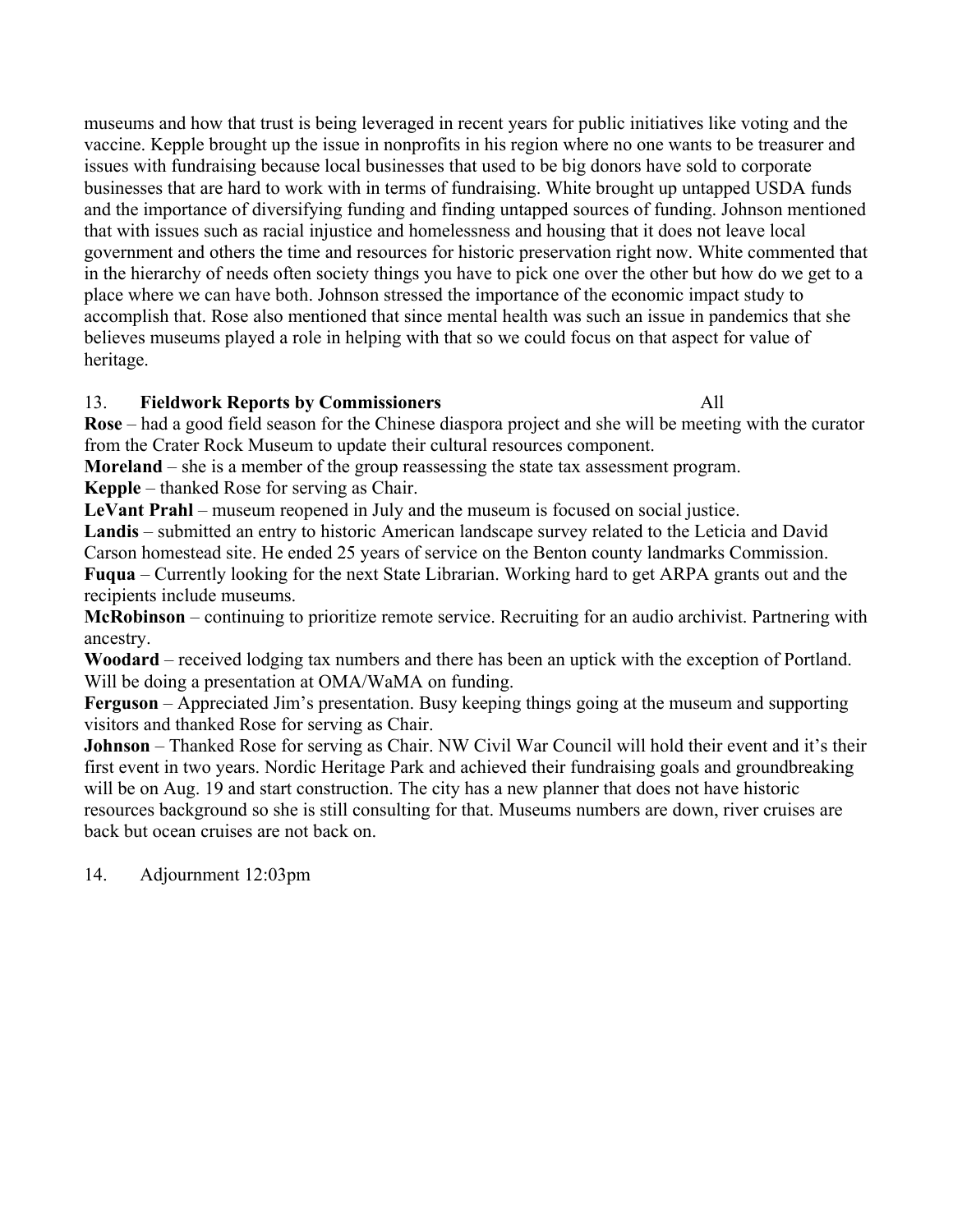museums and how that trust is being leveraged in recent years for public initiatives like voting and the vaccine. Kepple brought up the issue in nonprofits in his region where no one wants to be treasurer and issues with fundraising because local businesses that used to be big donors have sold to corporate businesses that are hard to work with in terms of fundraising. White brought up untapped USDA funds and the importance of diversifying funding and finding untapped sources of funding. Johnson mentioned that with issues such as racial injustice and homelessness and housing that it does not leave local government and others the time and resources for historic preservation right now. White commented that in the hierarchy of needs often society things you have to pick one over the other but how do we get to a place where we can have both. Johnson stressed the importance of the economic impact study to accomplish that. Rose also mentioned that since mental health was such an issue in pandemics that she believes museums played a role in helping with that so we could focus on that aspect for value of heritage.

13. **Fieldwork Reports by Commissioners** All

**Rose** – had a good field season for the Chinese diaspora project and she will be meeting with the curator from the Crater Rock Museum to update their cultural resources component.
**Moreland** – she is a member of the group reassessing the state tax assessment program.
**Kepple** – thanked Rose for serving as Chair.
**LeVant Prahl** – museum reopened in July and the museum is focused on social justice.
**Landis** – submitted an entry to historic American landscape survey related to the Leticia and David Carson homestead site. He ended 25 years of service on the Benton county landmarks Commission.
**Fuqua** – Currently looking for the next State Librarian. Working hard to get ARPA grants out and the recipients include museums.
**McRobinson** – continuing to prioritize remote service. Recruiting for an audio archivist. Partnering with ancestry.
**Woodard** – received lodging tax numbers and there has been an uptick with the exception of Portland. Will be doing a presentation at OMA/WaMA on funding.
**Ferguson** – Appreciated Jim's presentation. Busy keeping things going at the museum and supporting visitors and thanked Rose for serving as Chair.
**Johnson** – Thanked Rose for serving as Chair. NW Civil War Council will hold their event and it's their first event in two years. Nordic Heritage Park and achieved their fundraising goals and groundbreaking will be on Aug. 19 and start construction. The city has a new planner that does not have historic resources background so she is still consulting for that. Museums numbers are down, river cruises are back but ocean cruises are not back on.

14. Adjournment 12:03pm